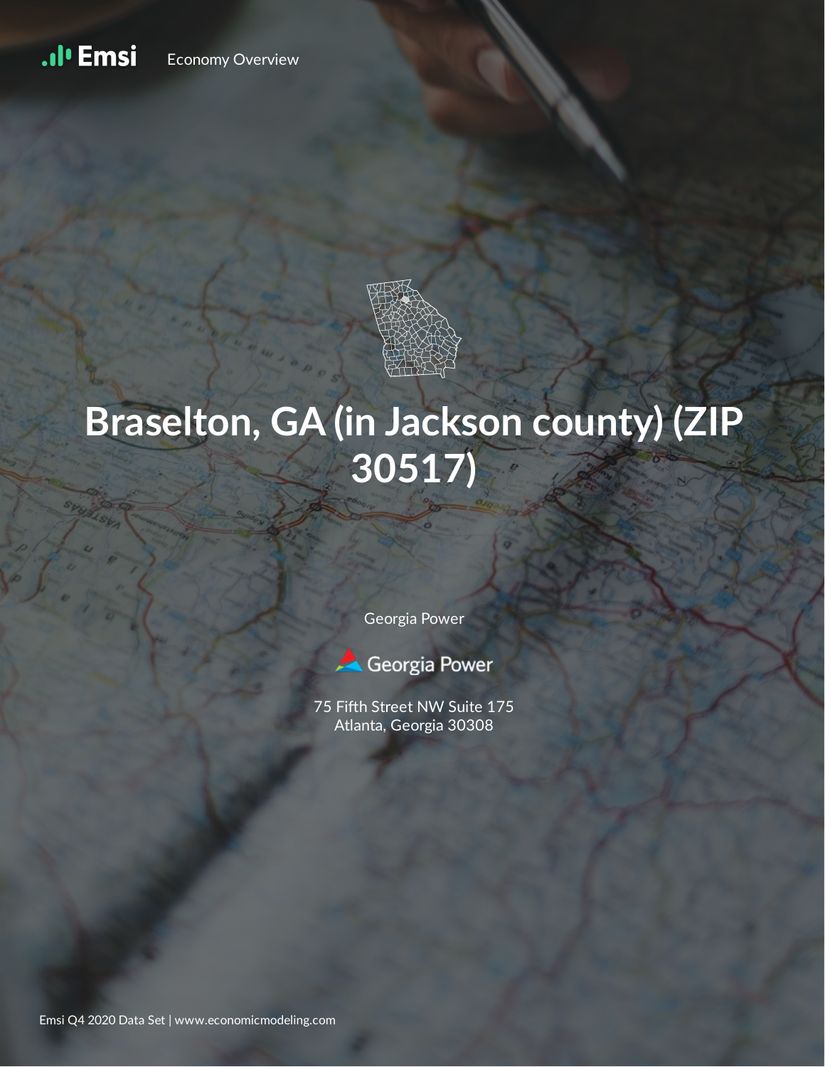Emsi Economy Overview

# Braselton, GA (in Jackson county) (ZIP 30517)

Georgia Power

Georgia Power

75 Fifth Street NW Suite 175
Atlanta, Georgia 30308

Emsi Q4 2020 Data Set | www.economicmodeling.com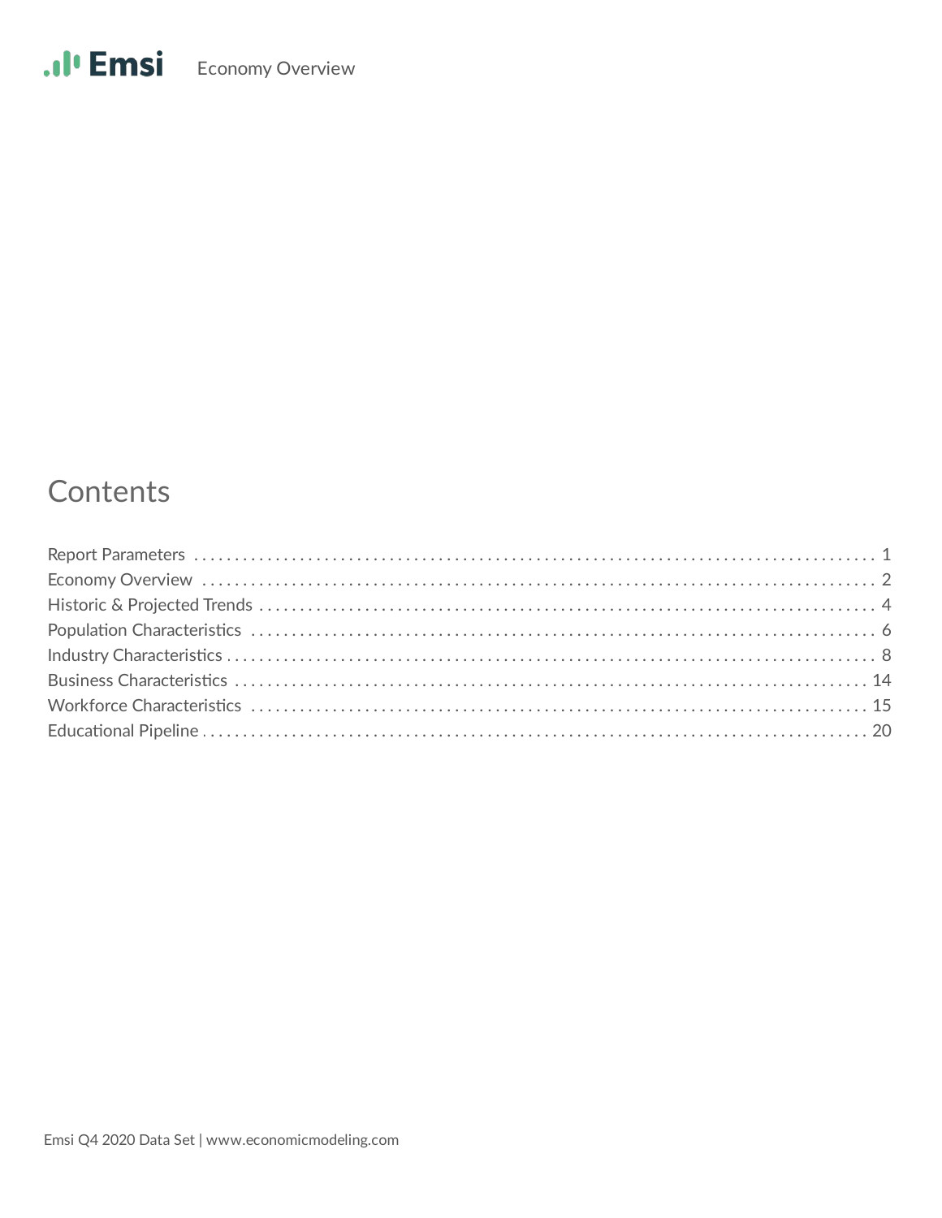# Contents

Report Parameters .......... 1
Economy Overview .......... 2
Historic & Projected Trends .......... 4
Population Characteristics .......... 6
Industry Characteristics .......... 8
Business Characteristics .......... 14
Workforce Characteristics .......... 15
Educational Pipeline .......... 20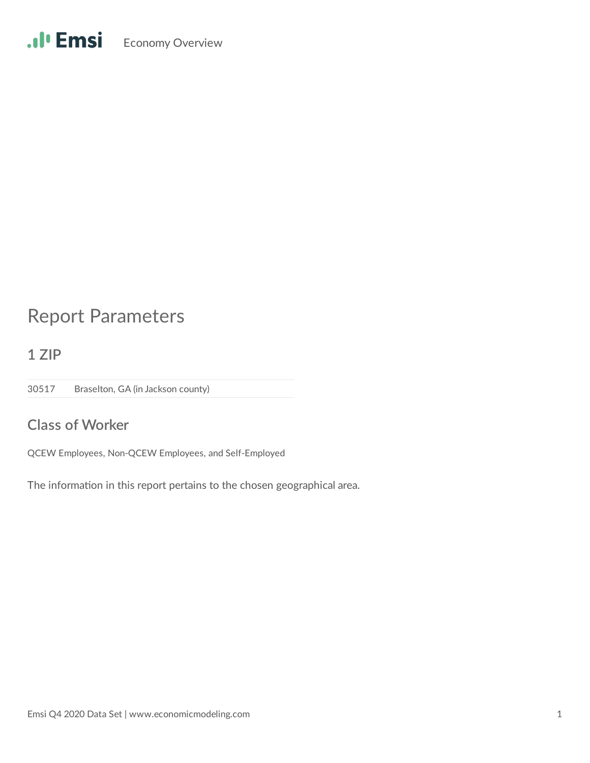# Report Parameters

## 1 ZIP

| | |
|---|---|
| 30517 | Braselton, GA (in Jackson county) |

## Class of Worker

QCEW Employees, Non-QCEW Employees, and Self-Employed

The information in this report pertains to the chosen geographical area.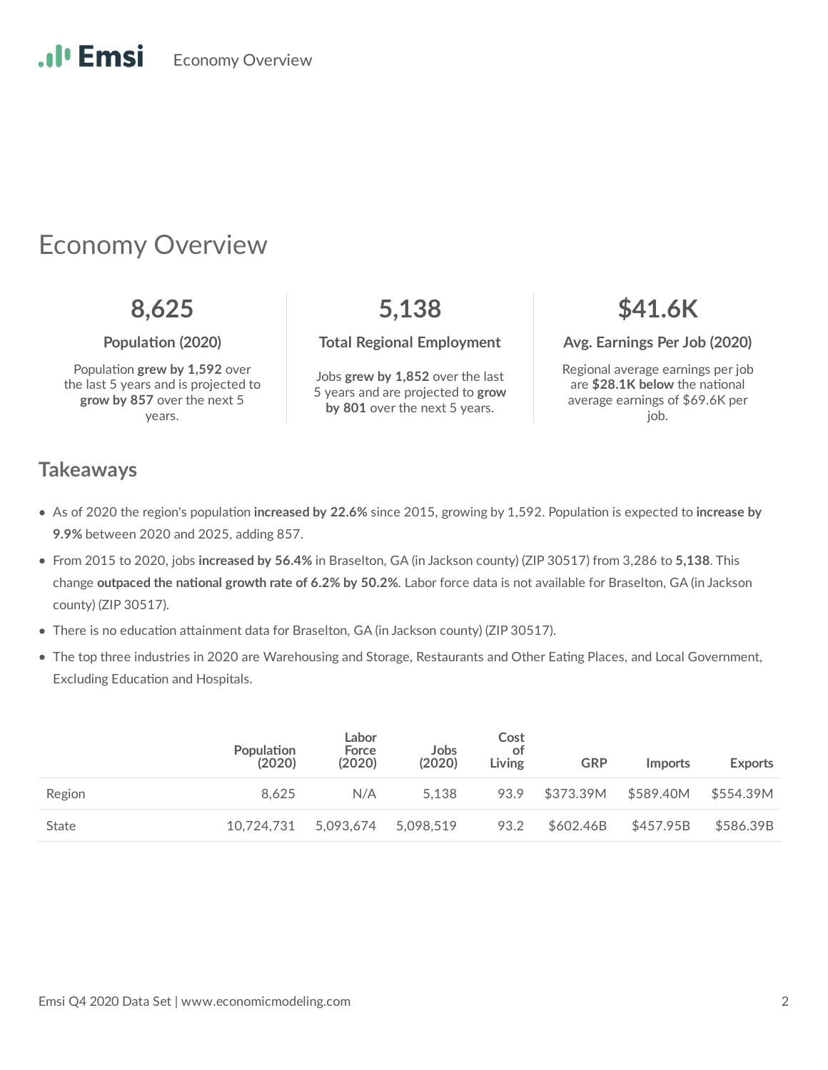# Economy Overview

**8,625**

**Population (2020)**

Population **grew by 1,592** over the last 5 years and is projected to **grow by 857** over the next 5 years.

**5,138**

**Total Regional Employment**

Jobs **grew by 1,852** over the last 5 years and are projected to **grow by 801** over the next 5 years.

**$41.6K**

**Avg. Earnings Per Job (2020)**

Regional average earnings per job are **$28.1K below** the national average earnings of $69.6K per job.

## Takeaways

- As of 2020 the region's population **increased by 22.6%** since 2015, growing by 1,592. Population is expected to **increase by 9.9%** between 2020 and 2025, adding 857.
- From 2015 to 2020, jobs **increased by 56.4%** in Braselton, GA (in Jackson county) (ZIP 30517) from 3,286 to **5,138**. This change **outpaced the national growth rate of 6.2% by 50.2%**. Labor force data is not available for Braselton, GA (in Jackson county) (ZIP 30517).
- There is no education attainment data for Braselton, GA (in Jackson county) (ZIP 30517).
- The top three industries in 2020 are Warehousing and Storage, Restaurants and Other Eating Places, and Local Government, Excluding Education and Hospitals.

| | Population (2020) | Labor Force (2020) | Jobs (2020) | Cost of Living | GRP | Imports | Exports |
|---|---|---|---|---|---|---|---|
| Region | 8,625 | N/A | 5,138 | 93.9 | $373.39M | $589.40M | $554.39M |
| State | 10,724,731 | 5,093,674 | 5,098,519 | 93.2 | $602.46B | $457.95B | $586.39B |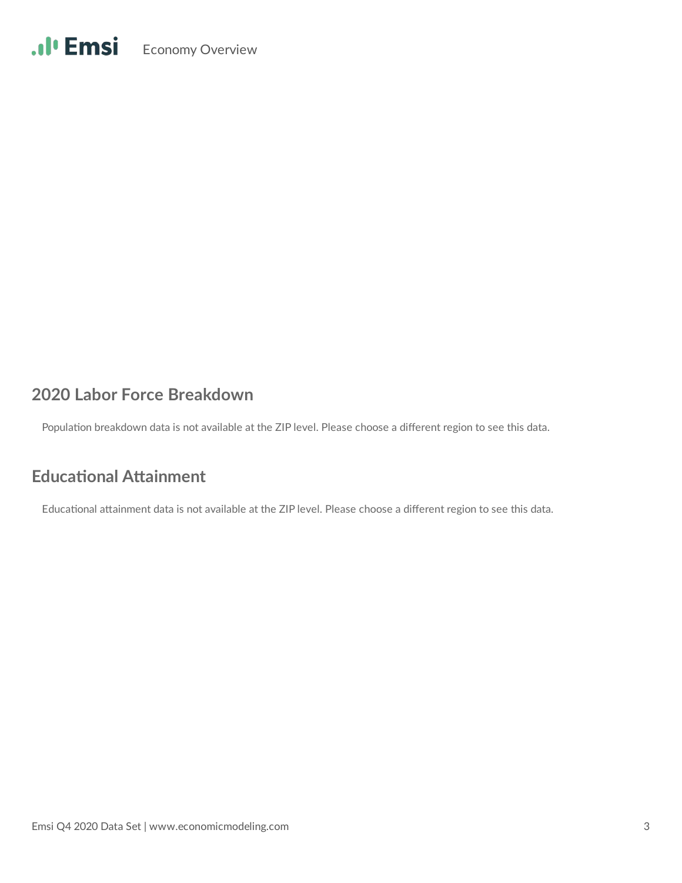## 2020 Labor Force Breakdown

Population breakdown data is not available at the ZIP level. Please choose a different region to see this data.

## Educational Attainment

Educational attainment data is not available at the ZIP level. Please choose a different region to see this data.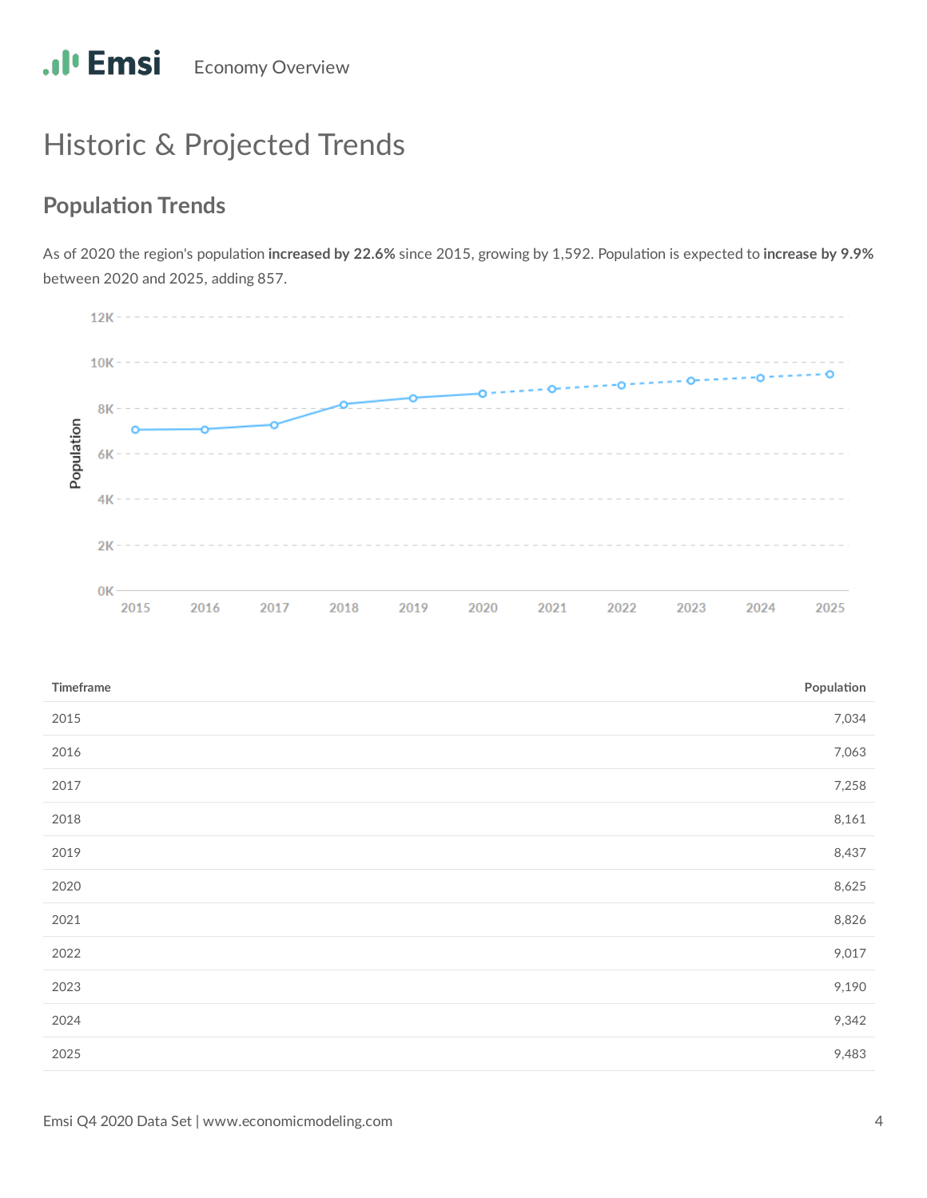# Historic & Projected Trends

## Population Trends

As of 2020 the region's population **increased by 22.6%** since 2015, growing by 1,592. Population is expected to **increase by 9.9%** between 2020 and 2025, adding 857.

| Timeframe | Population |
|---|---|
| 2015 | 7,034 |
| 2016 | 7,063 |
| 2017 | 7,258 |
| 2018 | 8,161 |
| 2019 | 8,437 |
| 2020 | 8,625 |
| 2021 | 8,826 |
| 2022 | 9,017 |
| 2023 | 9,190 |
| 2024 | 9,342 |
| 2025 | 9,483 |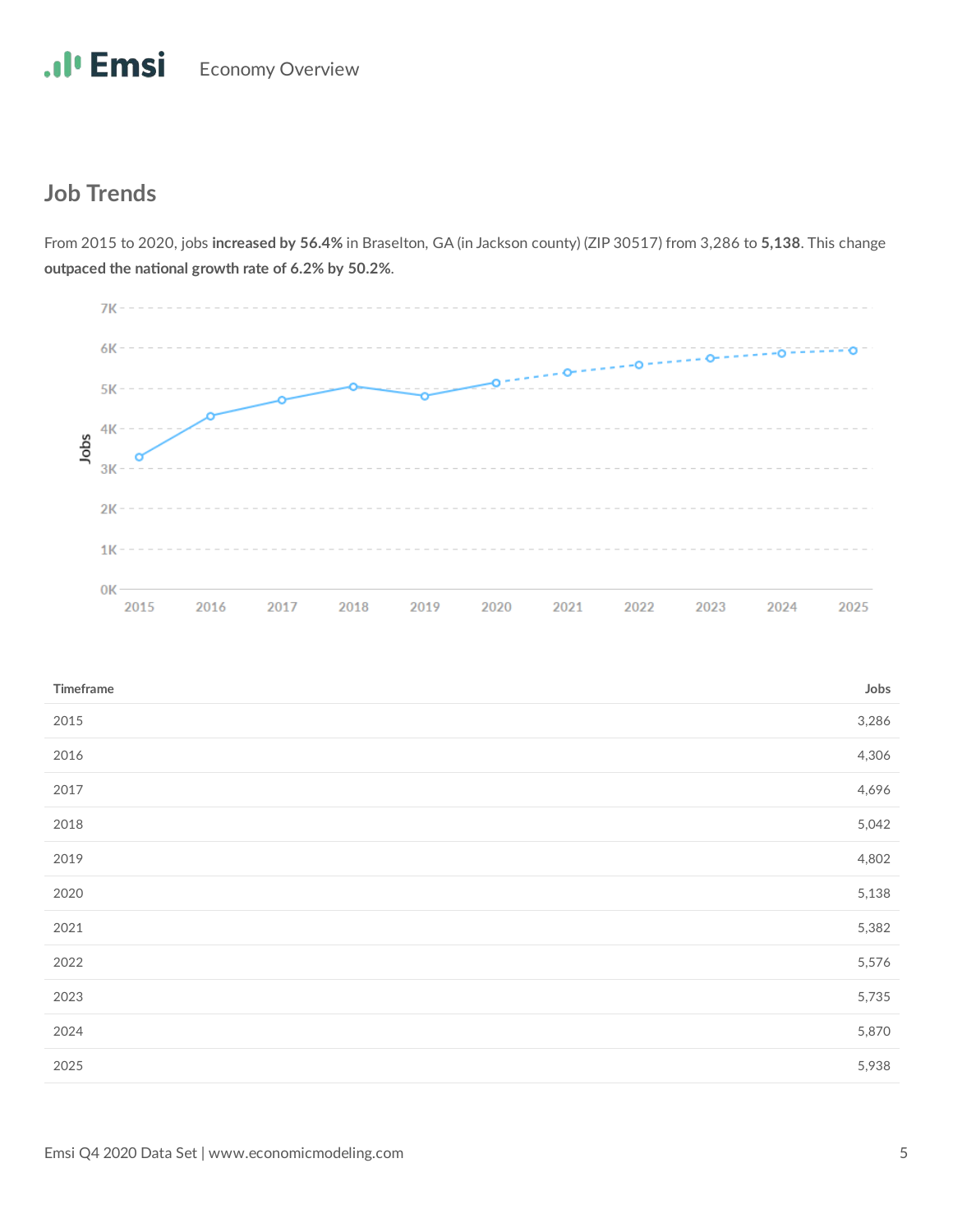## Job Trends

From 2015 to 2020, jobs **increased by 56.4%** in Braselton, GA (in Jackson county) (ZIP 30517) from 3,286 to **5,138**. This change **outpaced the national growth rate of 6.2% by 50.2%**.

| Timeframe | Jobs |
|---|---|
| 2015 | 3,286 |
| 2016 | 4,306 |
| 2017 | 4,696 |
| 2018 | 5,042 |
| 2019 | 4,802 |
| 2020 | 5,138 |
| 2021 | 5,382 |
| 2022 | 5,576 |
| 2023 | 5,735 |
| 2024 | 5,870 |
| 2025 | 5,938 |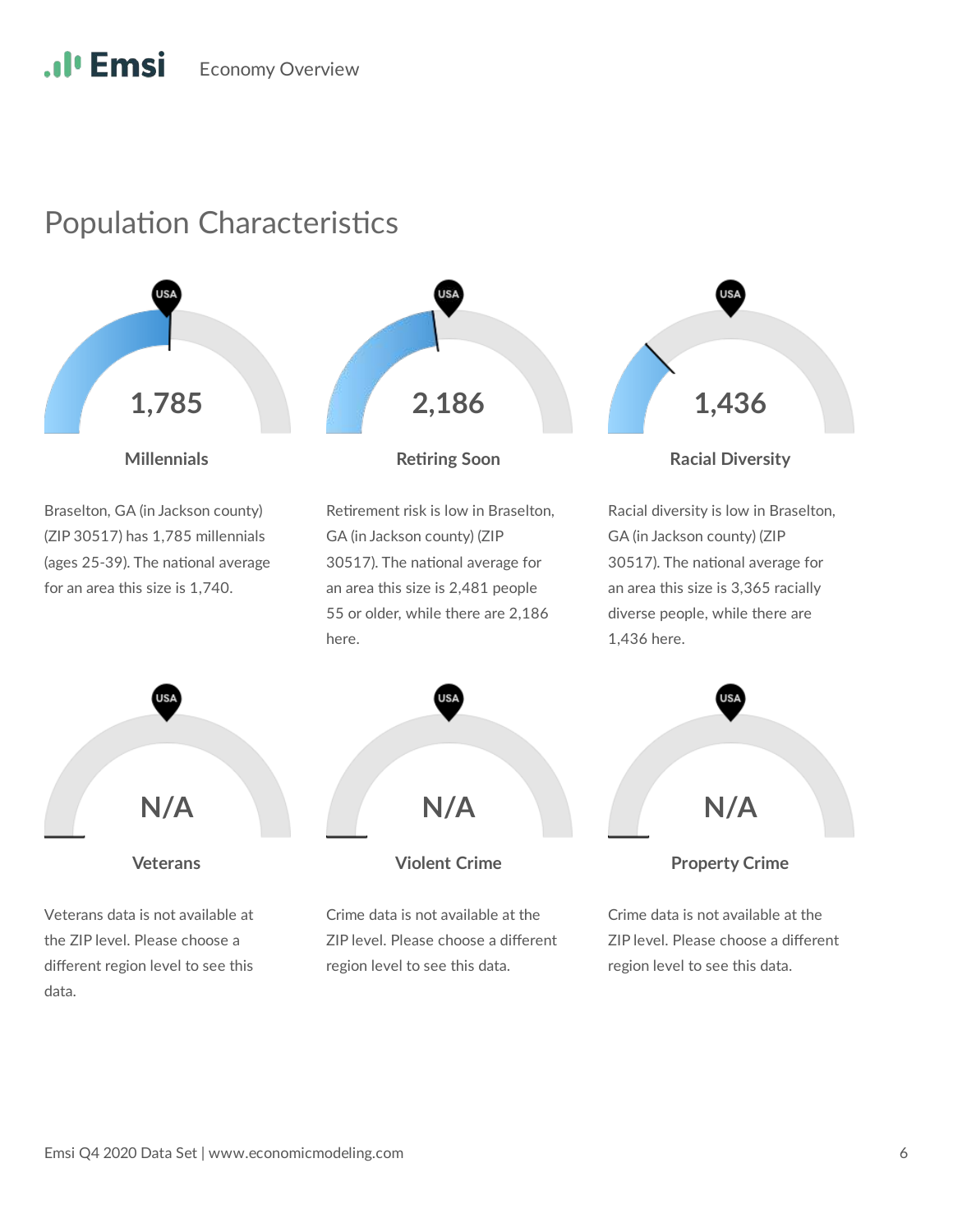## Population Characteristics

**1,785**

**Millennials**

Braselton, GA (in Jackson county) (ZIP 30517) has 1,785 millennials (ages 25-39). The national average for an area this size is 1,740.

**2,186**

**Retiring Soon**

Retirement risk is low in Braselton, GA (in Jackson county) (ZIP 30517). The national average for an area this size is 2,481 people 55 or older, while there are 2,186 here.

**1,436**

**Racial Diversity**

Racial diversity is low in Braselton, GA (in Jackson county) (ZIP 30517). The national average for an area this size is 3,365 racially diverse people, while there are 1,436 here.

**N/A**

**Veterans**

Veterans data is not available at the ZIP level. Please choose a different region level to see this data.

**N/A**

**Violent Crime**

Crime data is not available at the ZIP level. Please choose a different region level to see this data.

**N/A**

**Property Crime**

Crime data is not available at the ZIP level. Please choose a different region level to see this data.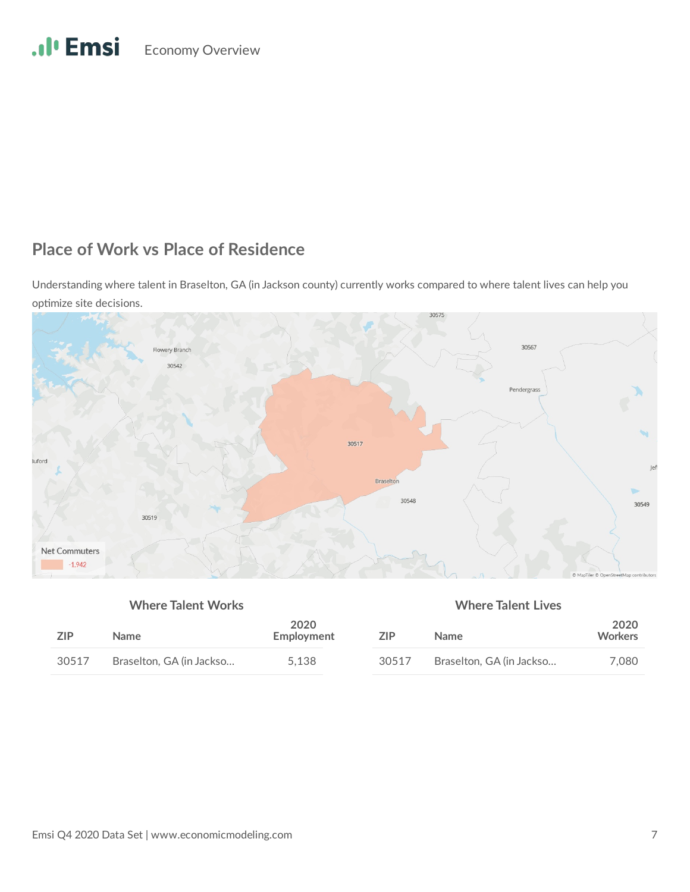## Place of Work vs Place of Residence

Understanding where talent in Braselton, GA (in Jackson county) currently works compared to where talent lives can help you optimize site decisions.

### Where Talent Works

| ZIP | Name | 2020 Employment |
|---|---|---|
| 30517 | Braselton, GA (in Jackso… | 5,138 |

### Where Talent Lives

| ZIP | Name | 2020 Workers |
|---|---|---|
| 30517 | Braselton, GA (in Jackso… | 7,080 |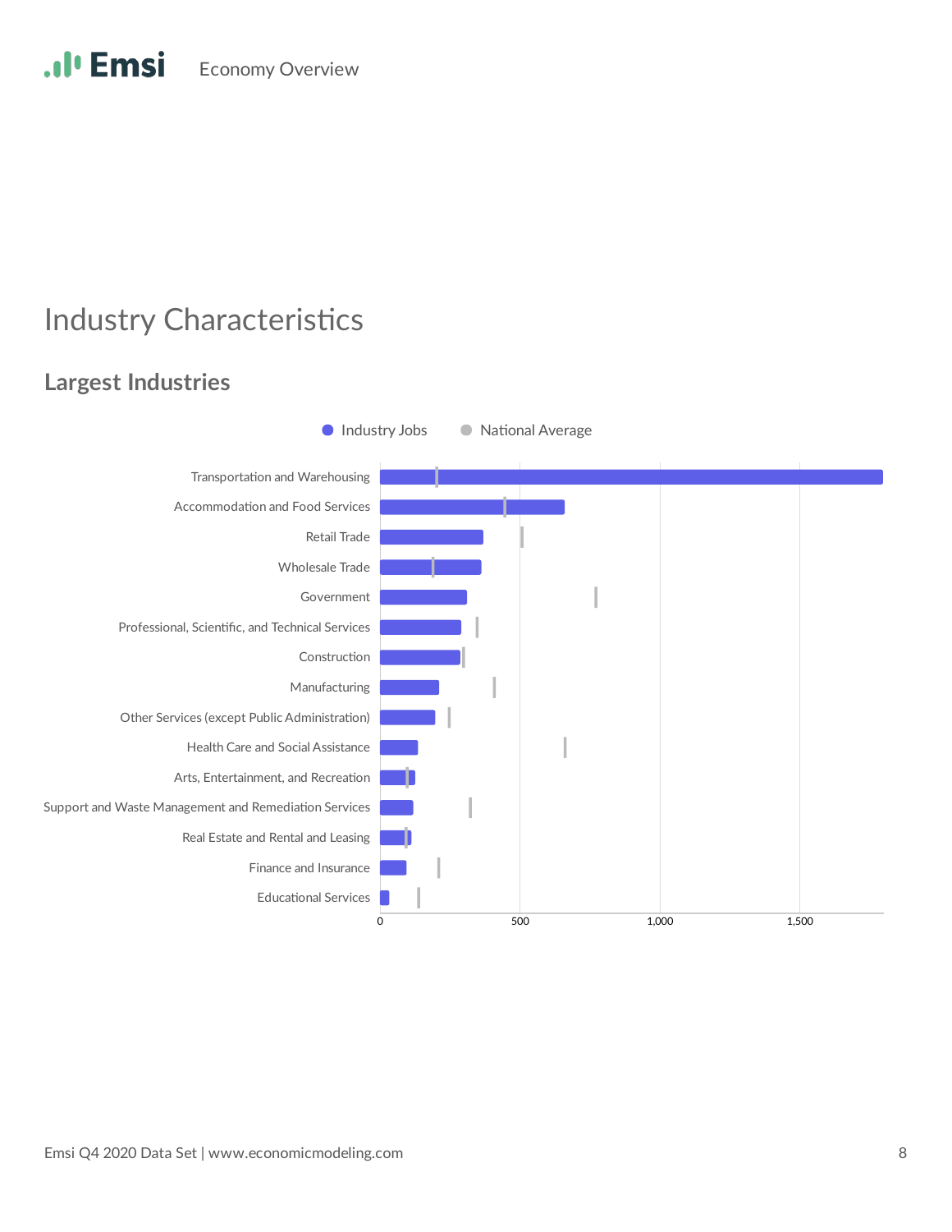# Industry Characteristics

## Largest Industries

Industry Jobs    National Average

Transportation and Warehousing
Accommodation and Food Services
Retail Trade
Wholesale Trade
Government
Professional, Scientific, and Technical Services
Construction
Manufacturing
Other Services (except Public Administration)
Health Care and Social Assistance
Arts, Entertainment, and Recreation
Support and Waste Management and Remediation Services
Real Estate and Rental and Leasing
Finance and Insurance
Educational Services

0    500    1,000    1,500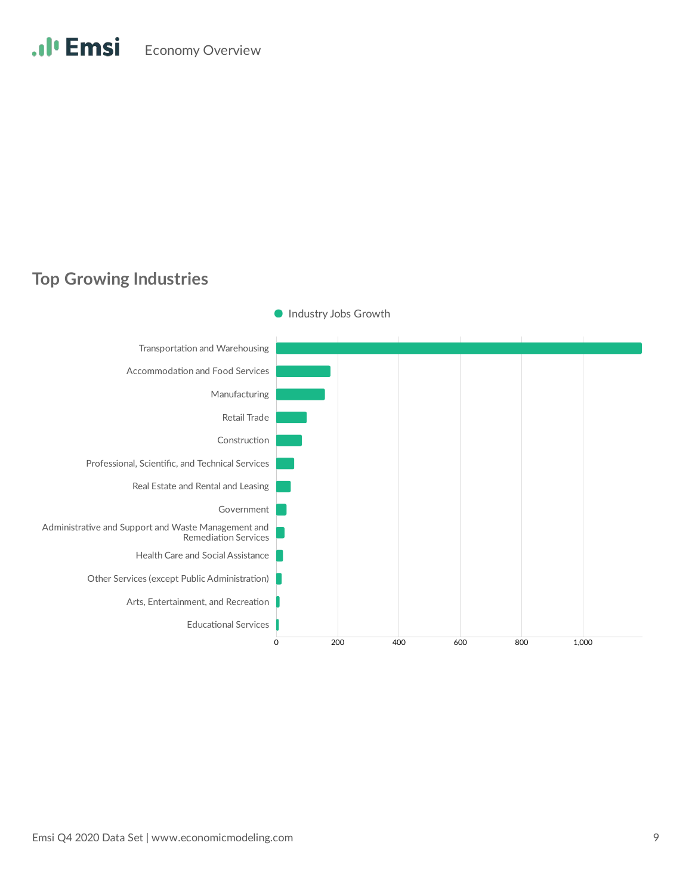## Top Growing Industries

● Industry Jobs Growth

Transportation and Warehousing

Accommodation and Food Services

Manufacturing

Retail Trade

Construction

Professional, Scientific, and Technical Services

Real Estate and Rental and Leasing

Government

Administrative and Support and Waste Management and Remediation Services

Health Care and Social Assistance

Other Services (except Public Administration)

Arts, Entertainment, and Recreation

Educational Services

0 200 400 600 800 1,000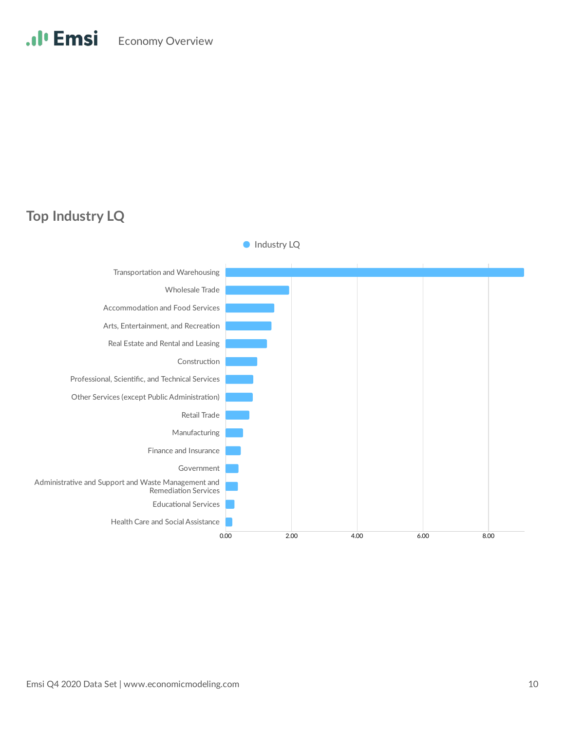## Top Industry LQ

Industry LQ

- Transportation and Warehousing
- Wholesale Trade
- Accommodation and Food Services
- Arts, Entertainment, and Recreation
- Real Estate and Rental and Leasing
- Construction
- Professional, Scientific, and Technical Services
- Other Services (except Public Administration)
- Retail Trade
- Manufacturing
- Finance and Insurance
- Government
- Administrative and Support and Waste Management and Remediation Services
- Educational Services
- Health Care and Social Assistance

0.00 2.00 4.00 6.00 8.00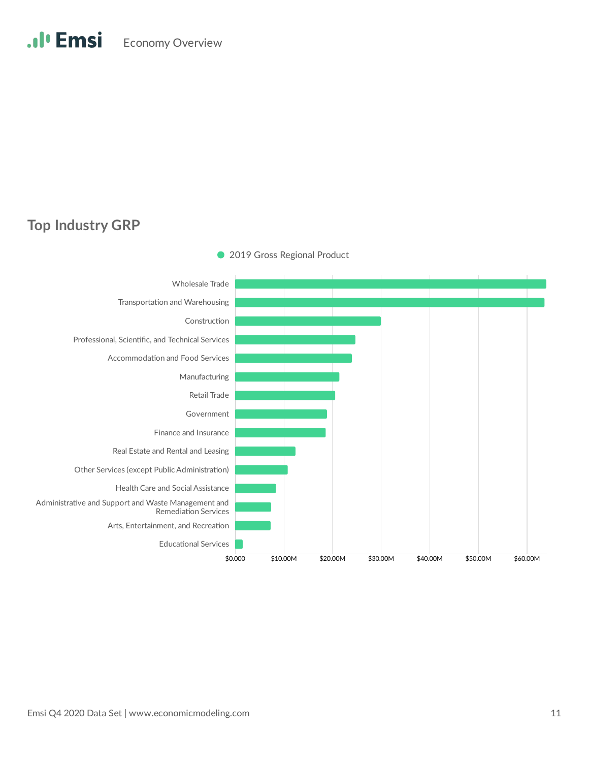## Top Industry GRP

2019 Gross Regional Product

| Industry |
|---|
| Wholesale Trade |
| Transportation and Warehousing |
| Construction |
| Professional, Scientific, and Technical Services |
| Accommodation and Food Services |
| Manufacturing |
| Retail Trade |
| Government |
| Finance and Insurance |
| Real Estate and Rental and Leasing |
| Other Services (except Public Administration) |
| Health Care and Social Assistance |
| Administrative and Support and Waste Management and Remediation Services |
| Arts, Entertainment, and Recreation |
| Educational Services |

$0.000 | $10.00M | $20.00M | $30.00M | $40.00M | $50.00M | $60.00M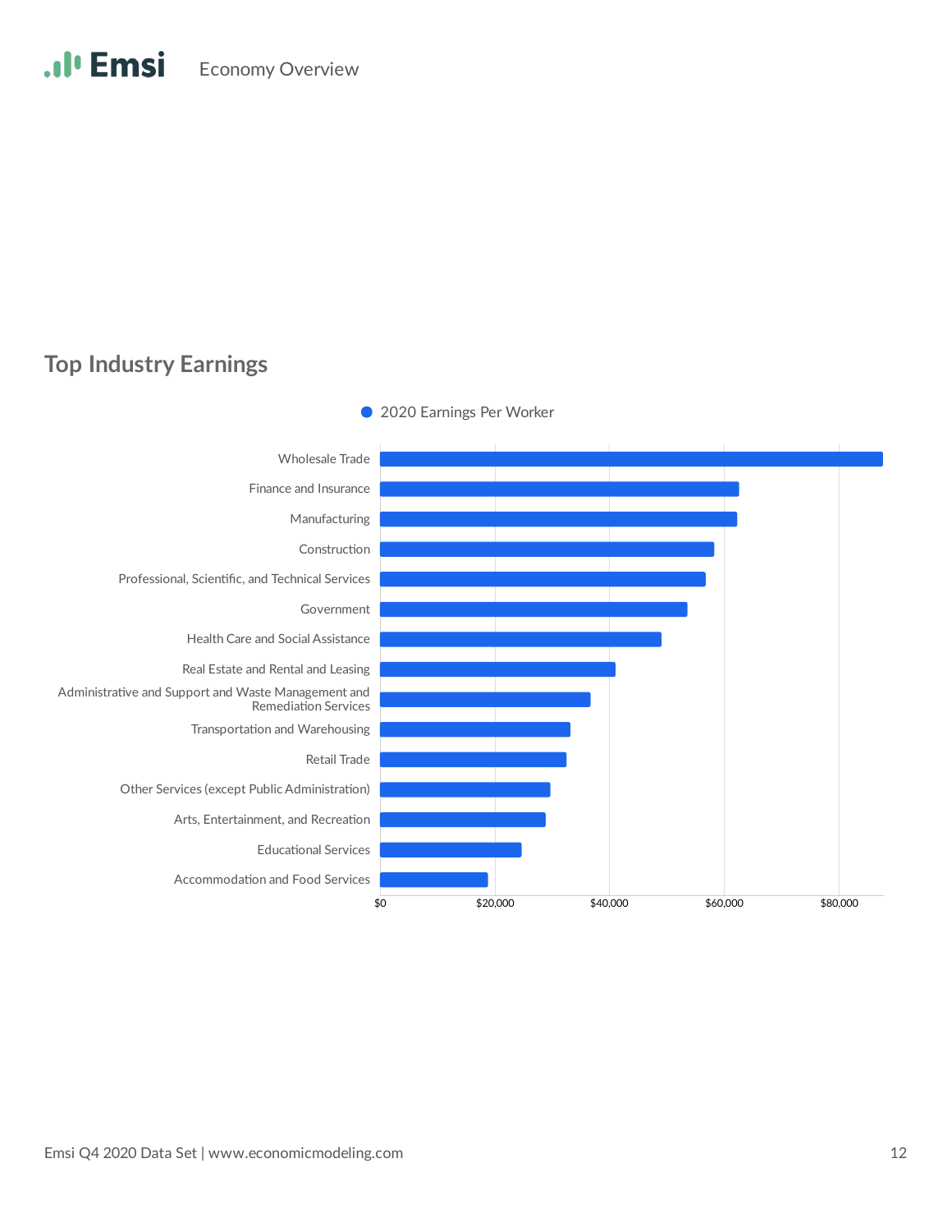## Top Industry Earnings

● 2020 Earnings Per Worker

| Industry |
|---|
| Wholesale Trade |
| Finance and Insurance |
| Manufacturing |
| Construction |
| Professional, Scientific, and Technical Services |
| Government |
| Health Care and Social Assistance |
| Real Estate and Rental and Leasing |
| Administrative and Support and Waste Management and Remediation Services |
| Transportation and Warehousing |
| Retail Trade |
| Other Services (except Public Administration) |
| Arts, Entertainment, and Recreation |
| Educational Services |
| Accommodation and Food Services |

$0 $20,000 $40,000 $60,000 $80,000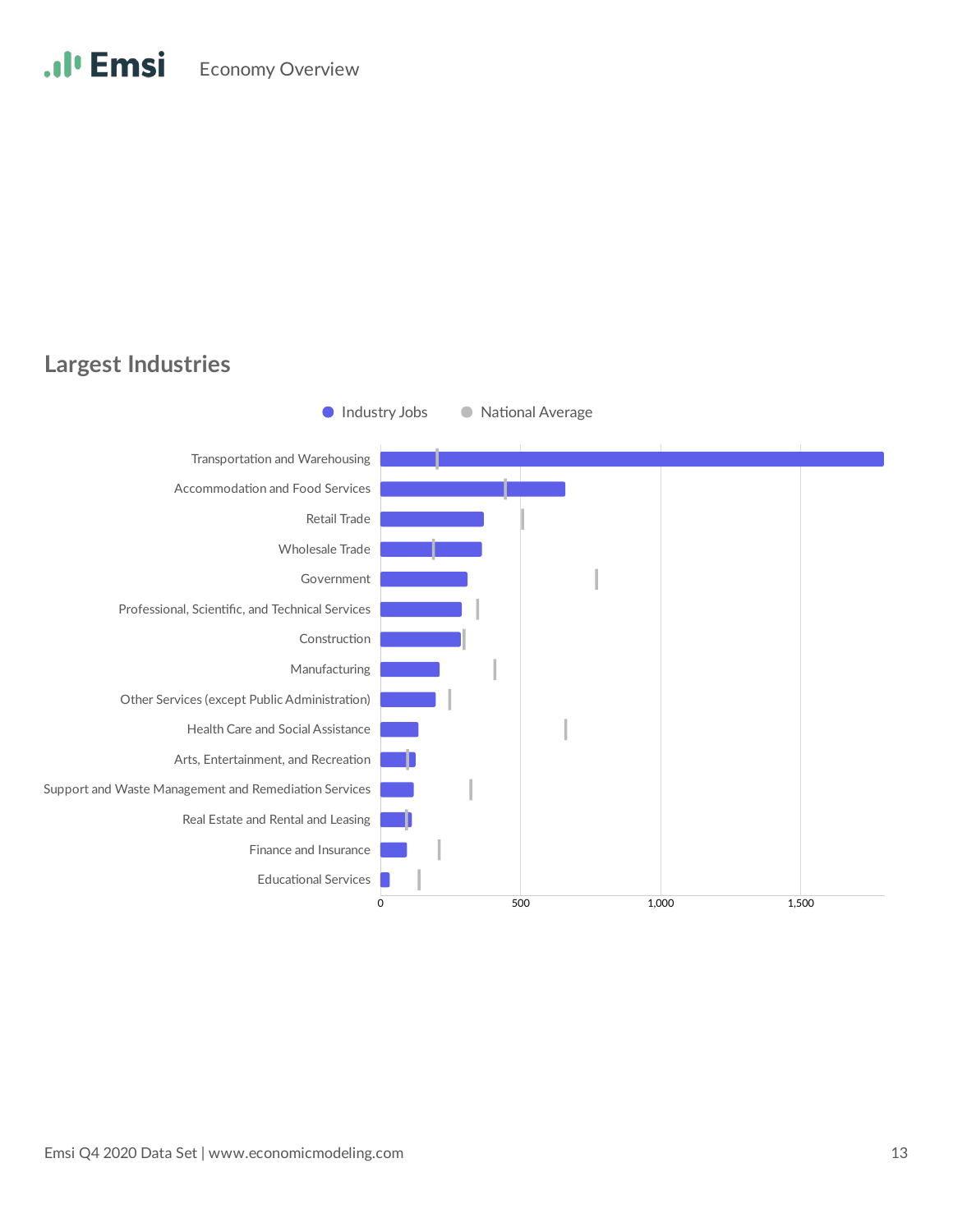## Largest Industries

Industry Jobs | National Average

| Industry |
|---|
| Transportation and Warehousing |
| Accommodation and Food Services |
| Retail Trade |
| Wholesale Trade |
| Government |
| Professional, Scientific, and Technical Services |
| Construction |
| Manufacturing |
| Other Services (except Public Administration) |
| Health Care and Social Assistance |
| Arts, Entertainment, and Recreation |
| Support and Waste Management and Remediation Services |
| Real Estate and Rental and Leasing |
| Finance and Insurance |
| Educational Services |

0 | 500 | 1,000 | 1,500

Emsi Q4 2020 Data Set | www.economicmodeling.com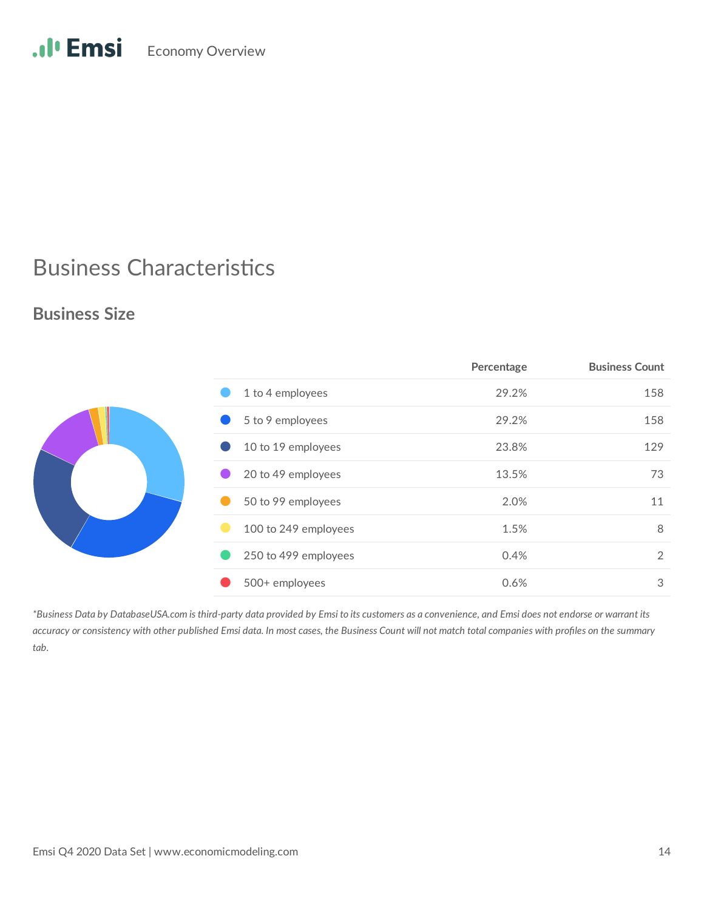# Business Characteristics

## Business Size

| | Percentage | Business Count |
|---|---|---|
| 1 to 4 employees | 29.2% | 158 |
| 5 to 9 employees | 29.2% | 158 |
| 10 to 19 employees | 23.8% | 129 |
| 20 to 49 employees | 13.5% | 73 |
| 50 to 99 employees | 2.0% | 11 |
| 100 to 249 employees | 1.5% | 8 |
| 250 to 499 employees | 0.4% | 2 |
| 500+ employees | 0.6% | 3 |

*\*Business Data by DatabaseUSA.com is third-party data provided by Emsi to its customers as a convenience, and Emsi does not endorse or warrant its accuracy or consistency with other published Emsi data. In most cases, the Business Count will not match total companies with profiles on the summary tab.*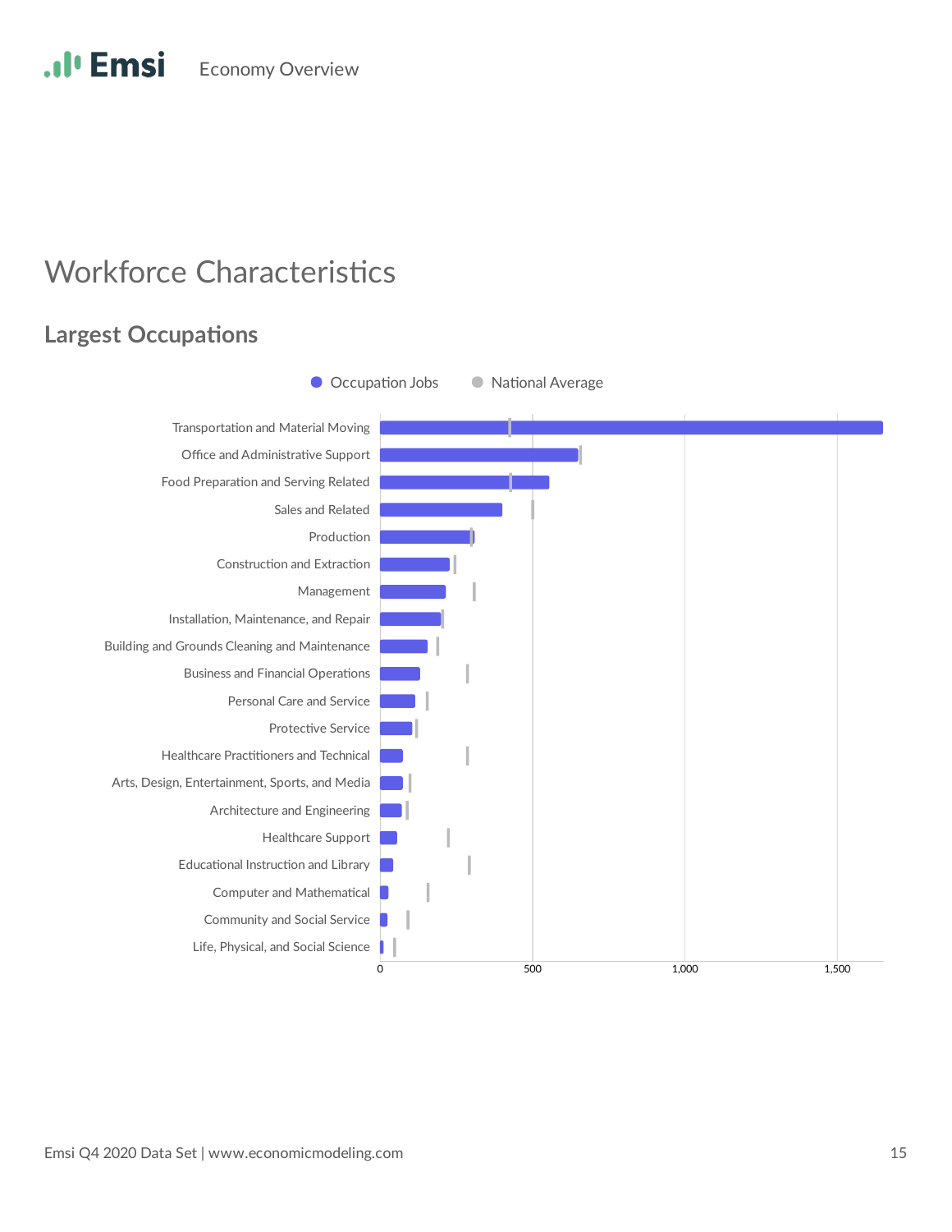# Workforce Characteristics

## Largest Occupations

Occupation Jobs | National Average

- Transportation and Material Moving
- Office and Administrative Support
- Food Preparation and Serving Related
- Sales and Related
- Production
- Construction and Extraction
- Management
- Installation, Maintenance, and Repair
- Building and Grounds Cleaning and Maintenance
- Business and Financial Operations
- Personal Care and Service
- Protective Service
- Healthcare Practitioners and Technical
- Arts, Design, Entertainment, Sports, and Media
- Architecture and Engineering
- Healthcare Support
- Educational Instruction and Library
- Computer and Mathematical
- Community and Social Service
- Life, Physical, and Social Science

0 | 500 | 1,000 | 1,500

Emsi Q4 2020 Data Set | www.economicmodeling.com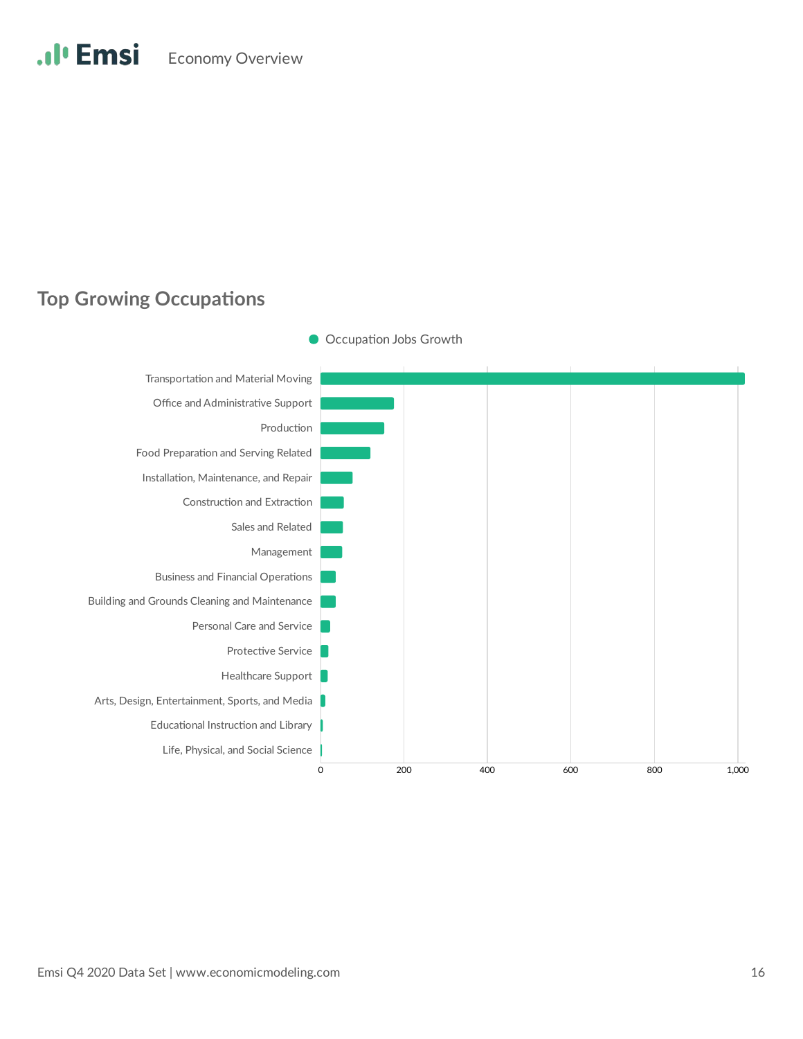## Top Growing Occupations

Occupation Jobs Growth

Transportation and Material Moving

Office and Administrative Support

Production

Food Preparation and Serving Related

Installation, Maintenance, and Repair

Construction and Extraction

Sales and Related

Management

Business and Financial Operations

Building and Grounds Cleaning and Maintenance

Personal Care and Service

Protective Service

Healthcare Support

Arts, Design, Entertainment, Sports, and Media

Educational Instruction and Library

Life, Physical, and Social Science

0 200 400 600 800 1,000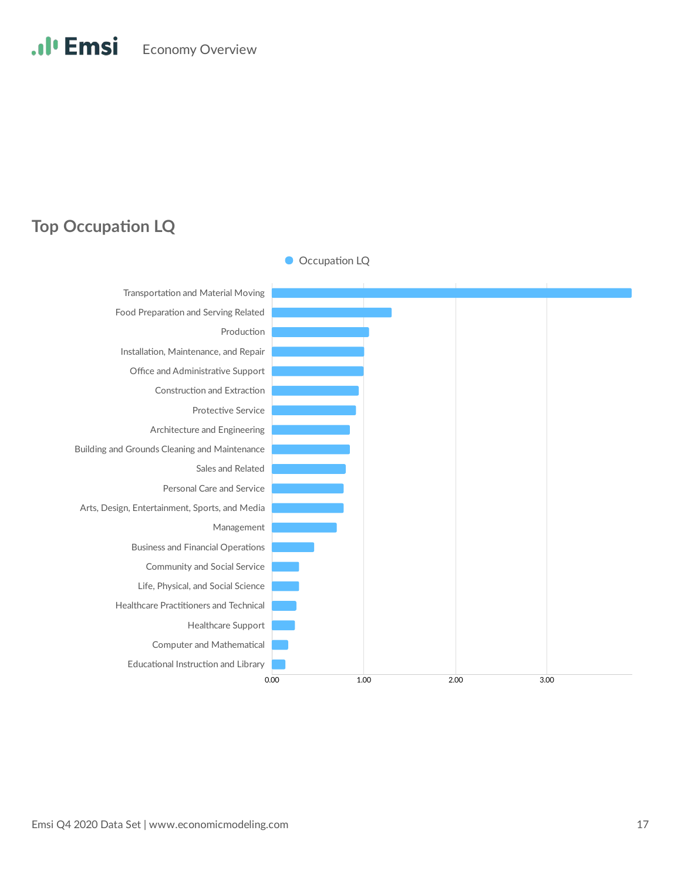## Top Occupation LQ

Occupation LQ

- Transportation and Material Moving
- Food Preparation and Serving Related
- Production
- Installation, Maintenance, and Repair
- Office and Administrative Support
- Construction and Extraction
- Protective Service
- Architecture and Engineering
- Building and Grounds Cleaning and Maintenance
- Sales and Related
- Personal Care and Service
- Arts, Design, Entertainment, Sports, and Media
- Management
- Business and Financial Operations
- Community and Social Service
- Life, Physical, and Social Science
- Healthcare Practitioners and Technical
- Healthcare Support
- Computer and Mathematical
- Educational Instruction and Library

0.00 1.00 2.00 3.00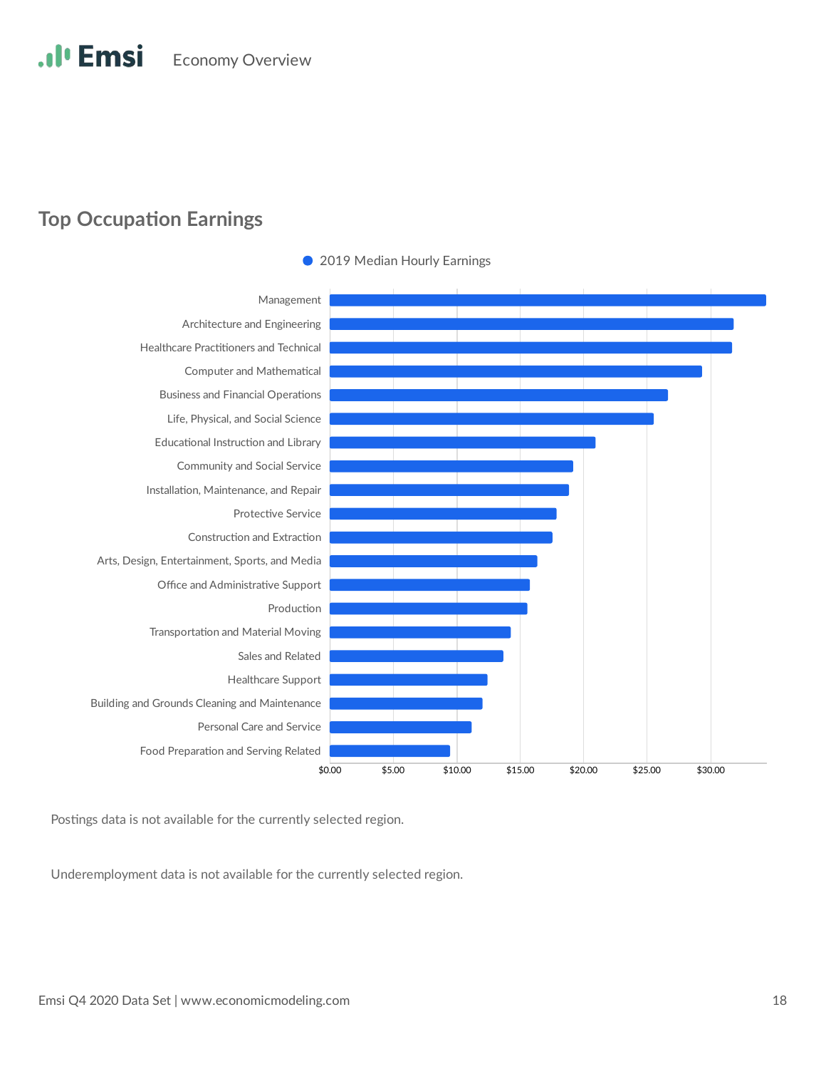## Top Occupation Earnings

2019 Median Hourly Earnings

| Occupation |
|---|
| Management |
| Architecture and Engineering |
| Healthcare Practitioners and Technical |
| Computer and Mathematical |
| Business and Financial Operations |
| Life, Physical, and Social Science |
| Educational Instruction and Library |
| Community and Social Service |
| Installation, Maintenance, and Repair |
| Protective Service |
| Construction and Extraction |
| Arts, Design, Entertainment, Sports, and Media |
| Office and Administrative Support |
| Production |
| Transportation and Material Moving |
| Sales and Related |
| Healthcare Support |
| Building and Grounds Cleaning and Maintenance |
| Personal Care and Service |
| Food Preparation and Serving Related |

$0.00 $5.00 $10.00 $15.00 $20.00 $25.00 $30.00

Postings data is not available for the currently selected region.

Underemployment data is not available for the currently selected region.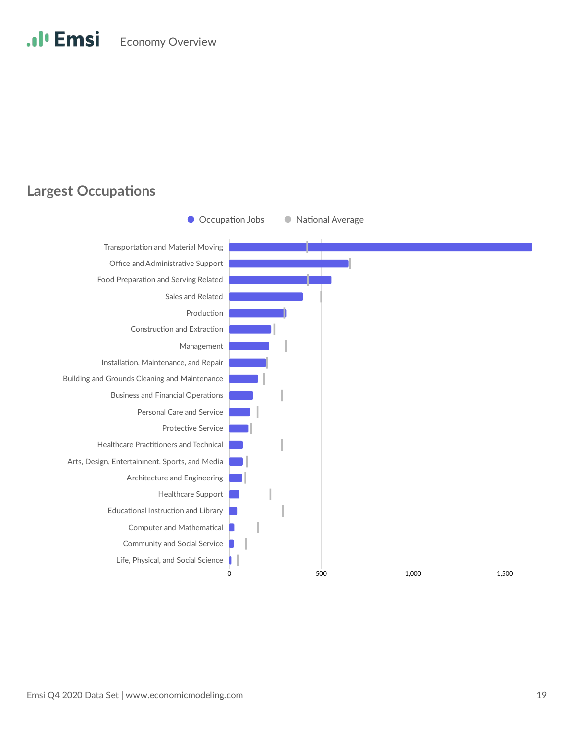## Largest Occupations

Occupation Jobs | National Average

- Transportation and Material Moving
- Office and Administrative Support
- Food Preparation and Serving Related
- Sales and Related
- Production
- Construction and Extraction
- Management
- Installation, Maintenance, and Repair
- Building and Grounds Cleaning and Maintenance
- Business and Financial Operations
- Personal Care and Service
- Protective Service
- Healthcare Practitioners and Technical
- Arts, Design, Entertainment, Sports, and Media
- Architecture and Engineering
- Healthcare Support
- Educational Instruction and Library
- Computer and Mathematical
- Community and Social Service
- Life, Physical, and Social Science

0 | 500 | 1,000 | 1,500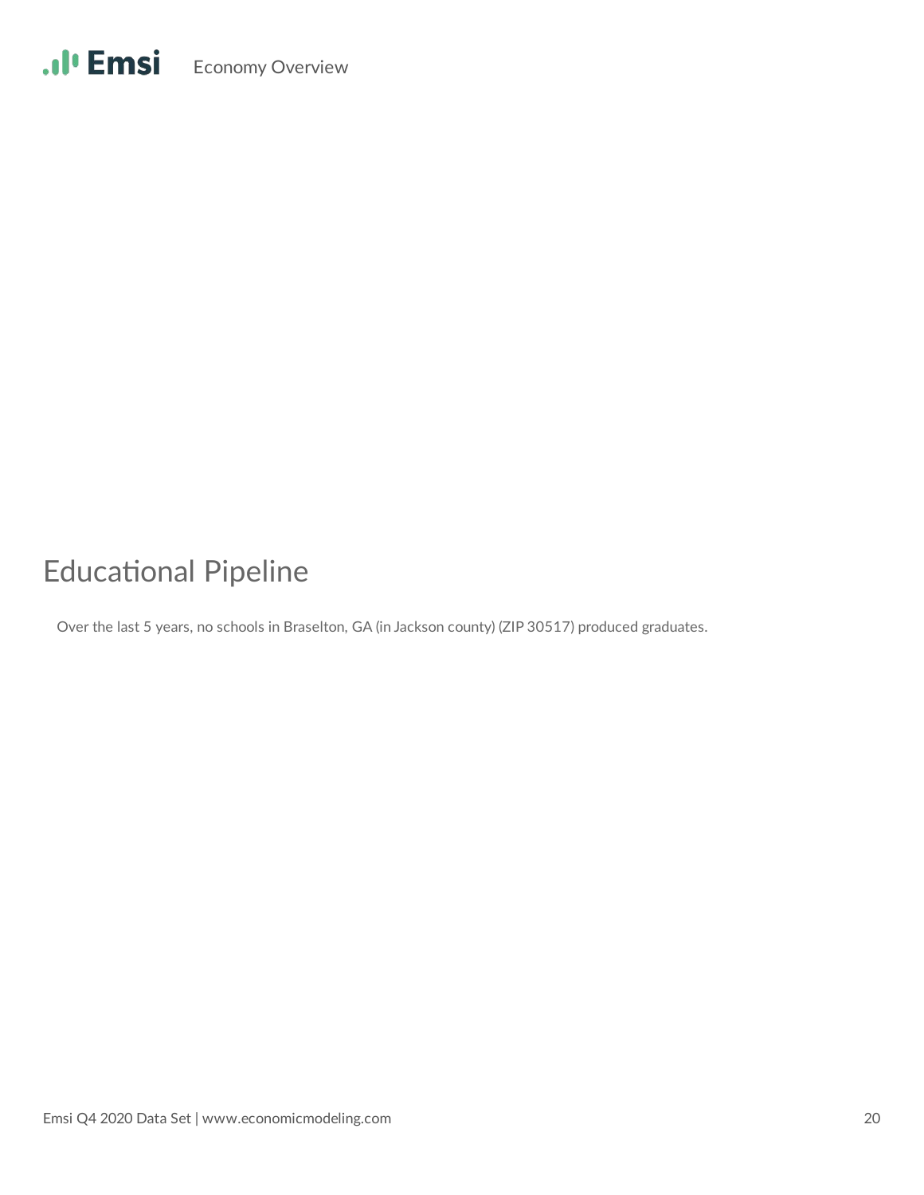## Educational Pipeline

Over the last 5 years, no schools in Braselton, GA (in Jackson county) (ZIP 30517) produced graduates.